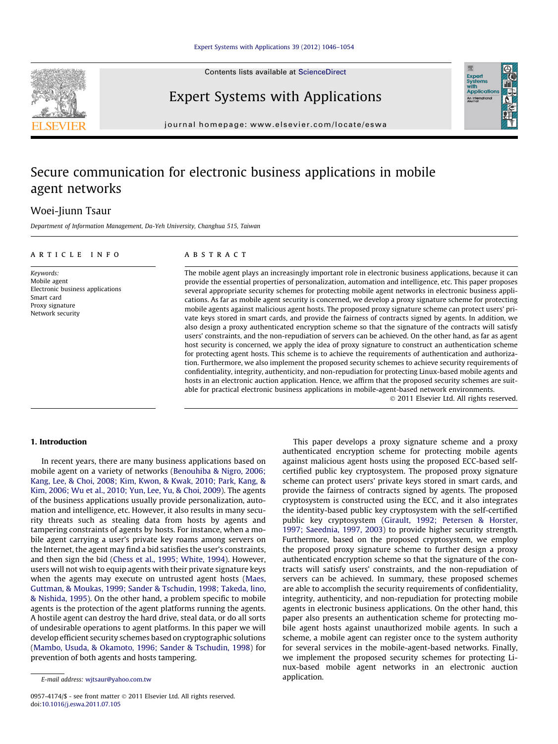# Secure communication for electronic business applications in mobile agent networks

Woei-Jiunn Tsaur

*Department of Information Management, Da-Yeh University, Changhua 515, Taiwan*

## ARTICLE INFO

*Keywords:*
Mobile agent
Electronic business applications
Smart card
Proxy signature
Network security

## ABSTRACT

The mobile agent plays an increasingly important role in electronic business applications, because it can provide the essential properties of personalization, automation and intelligence, etc. This paper proposes several appropriate security schemes for protecting mobile agent networks in electronic business applications. As far as mobile agent security is concerned, we develop a proxy signature scheme for protecting mobile agents against malicious agent hosts. The proposed proxy signature scheme can protect users' private keys stored in smart cards, and provide the fairness of contracts signed by agents. In addition, we also design a proxy authenticated encryption scheme so that the signature of the contracts will satisfy users' constraints, and the non-repudiation of servers can be achieved. On the other hand, as far as agent host security is concerned, we apply the idea of proxy signature to construct an authentication scheme for protecting agent hosts. This scheme is to achieve the requirements of authentication and authorization. Furthermore, we also implement the proposed security schemes to achieve security requirements of confidentiality, integrity, authenticity, and non-repudiation for protecting Linux-based mobile agents and hosts in an electronic auction application. Hence, we affirm that the proposed security schemes are suitable for practical electronic business applications in mobile-agent-based network environments.

© 2011 Elsevier Ltd. All rights reserved.

## 1. Introduction

In recent years, there are many business applications based on mobile agent on a variety of networks (Benouhiba & Nigro, 2006; Kang, Lee, & Choi, 2008; Kim, Kwon, & Kwak, 2010; Park, Kang, & Kim, 2006; Wu et al., 2010; Yun, Lee, Yu, & Choi, 2009). The agents of the business applications usually provide personalization, automation and intelligence, etc. However, it also results in many security threats such as stealing data from hosts by agents and tampering constraints of agents by hosts. For instance, when a mobile agent carrying a user's private key roams among servers on the Internet, the agent may find a bid satisfies the user's constraints, and then sign the bid (Chess et al., 1995; White, 1994). However, users will not wish to equip agents with their private signature keys when the agents may execute on untrusted agent hosts (Maes, Guttman, & Moukas, 1999; Sander & Tschudin, 1998; Takeda, Iino, & Nishida, 1995). On the other hand, a problem specific to mobile agents is the protection of the agent platforms running the agents. A hostile agent can destroy the hard drive, steal data, or do all sorts of undesirable operations to agent platforms. In this paper we will develop efficient security schemes based on cryptographic solutions (Mambo, Usuda, & Okamoto, 1996; Sander & Tschudin, 1998) for prevention of both agents and hosts tampering.

This paper develops a proxy signature scheme and a proxy authenticated encryption scheme for protecting mobile agents against malicious agent hosts using the proposed ECC-based self-certified public key cryptosystem. The proposed proxy signature scheme can protect users' private keys stored in smart cards, and provide the fairness of contracts signed by agents. The proposed cryptosystem is constructed using the ECC, and it also integrates the identity-based public key cryptosystem with the self-certified public key cryptosystem (Girault, 1992; Petersen & Horster, 1997; Saeednia, 1997, 2003) to provide higher security strength. Furthermore, based on the proposed cryptosystem, we employ the proposed proxy signature scheme to further design a proxy authenticated encryption scheme so that the signature of the contracts will satisfy users' constraints, and the non-repudiation of servers can be achieved. In summary, these proposed schemes are able to accomplish the security requirements of confidentiality, integrity, authenticity, and non-repudiation for protecting mobile agents in electronic business applications. On the other hand, this paper also presents an authentication scheme for protecting mobile agent hosts against unauthorized mobile agents. In such a scheme, a mobile agent can register once to the system authority for several services in the mobile-agent-based networks. Finally, we implement the proposed security schemes for protecting Linux-based mobile agent networks in an electronic auction application.

E-mail address: wjtsaur@yahoo.com.tw

0957-4174/$ - see front matter © 2011 Elsevier Ltd. All rights reserved.
doi:10.1016/j.eswa.2011.07.105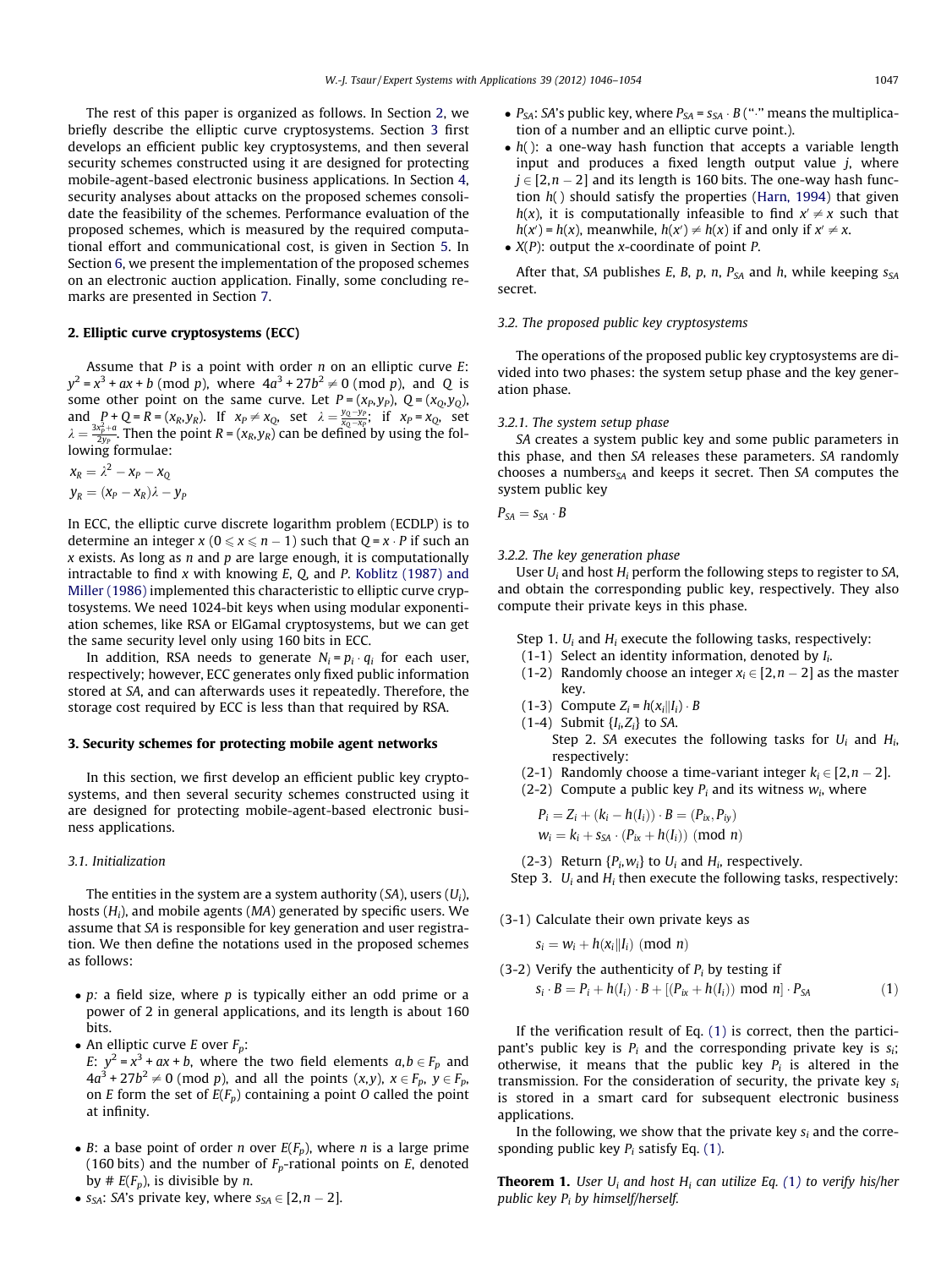The rest of this paper is organized as follows. In Section 2, we briefly describe the elliptic curve cryptosystems. Section 3 first develops an efficient public key cryptosystems, and then several security schemes constructed using it are designed for protecting mobile-agent-based electronic business applications. In Section 4, security analyses about attacks on the proposed schemes consolidate the feasibility of the schemes. Performance evaluation of the proposed schemes, which is measured by the required computational effort and communicational cost, is given in Section 5. In Section 6, we present the implementation of the proposed schemes on an electronic auction application. Finally, some concluding remarks are presented in Section 7.

## 2. Elliptic curve cryptosystems (ECC)

Assume that $P$ is a point with order $n$ on an elliptic curve $E$: $y^2 = x^3 + ax + b \pmod p$, where $4a^3 + 27b^2 \neq 0 \pmod p$, and $Q$ is some other point on the same curve. Let $P = (x_P, y_P)$, $Q = (x_Q, y_Q)$, and $P + Q = R = (x_R, y_R)$. If $x_P \neq x_Q$, set $\lambda = \frac{y_Q - y_P}{x_Q - x_P}$; if $x_P = x_Q$, set $\lambda = \frac{3x_P^2 + a}{2y_P}$. Then the point $R = (x_R, y_R)$ can be defined by using the following formulae:

$$x_R = \lambda^2 - x_P - x_Q$$
$$y_R = (x_P - x_R)\lambda - y_P$$

In ECC, the elliptic curve discrete logarithm problem (ECDLP) is to determine an integer $x$ ($0 \leqslant x \leqslant n - 1$) such that $Q = x \cdot P$ if such an $x$ exists. As long as $n$ and $p$ are large enough, it is computationally intractable to find $x$ with knowing $E$, $Q$, and $P$. Koblitz (1987) and Miller (1986) implemented this characteristic to elliptic curve cryptosystems. We need 1024-bit keys when using modular exponentiation schemes, like RSA or ElGamal cryptosystems, but we can get the same security level only using 160 bits in ECC.

In addition, RSA needs to generate $N_i = p_i \cdot q_i$ for each user, respectively; however, ECC generates only fixed public information stored at $SA$, and can afterwards uses it repeatedly. Therefore, the storage cost required by ECC is less than that required by RSA.

## 3. Security schemes for protecting mobile agent networks

In this section, we first develop an efficient public key cryptosystems, and then several security schemes constructed using it are designed for protecting mobile-agent-based electronic business applications.

### 3.1. Initialization

The entities in the system are a system authority ($SA$), users ($U_i$), hosts ($H_i$), and mobile agents ($MA$) generated by specific users. We assume that $SA$ is responsible for key generation and user registration. We then define the notations used in the proposed schemes as follows:

- $p$: a field size, where $p$ is typically either an odd prime or a power of 2 in general applications, and its length is about 160 bits.
- An elliptic curve $E$ over $F_p$: $E$: $y^2 = x^3 + ax + b$, where the two field elements $a, b \in F_p$ and $4a^3 + 27b^2 \neq 0 \pmod p$, and all the points $(x,y)$, $x \in F_p$, $y \in F_p$, on $E$ form the set of $E(F_p)$ containing a point $O$ called the point at infinity.
- $B$: a base point of order $n$ over $E(F_p)$, where $n$ is a large prime (160 bits) and the number of $F_p$-rational points on $E$, denoted by $\# E(F_p)$, is divisible by $n$.
- $s_{SA}$: $SA$'s private key, where $s_{SA} \in [2, n-2]$.
- $P_{SA}$: $SA$'s public key, where $P_{SA} = s_{SA} \cdot B$ ("$\cdot$" means the multiplication of a number and an elliptic curve point.).
- $h(\,)$: a one-way hash function that accepts a variable length input and produces a fixed length output value $j$, where $j \in [2, n-2]$ and its length is 160 bits. The one-way hash function $h(\,)$ should satisfy the properties (Harn, 1994) that given $h(x)$, it is computationally infeasible to find $x' \neq x$ such that $h(x') = h(x)$, meanwhile, $h(x') \neq h(x)$ if and only if $x' \neq x$.
- $X(P)$: output the x-coordinate of point $P$.

After that, $SA$ publishes $E$, $B$, $p$, $n$, $P_{SA}$ and $h$, while keeping $s_{SA}$ secret.

### 3.2. The proposed public key cryptosystems

The operations of the proposed public key cryptosystems are divided into two phases: the system setup phase and the key generation phase.

#### 3.2.1. The system setup phase

$SA$ creates a system public key and some public parameters in this phase, and then $SA$ releases these parameters. $SA$ randomly chooses a number$s_{SA}$ and keeps it secret. Then $SA$ computes the system public key

$$P_{SA} = s_{SA} \cdot B$$

#### 3.2.2. The key generation phase

User $U_i$ and host $H_i$ perform the following steps to register to $SA$, and obtain the corresponding public key, respectively. They also compute their private keys in this phase.

Step 1. $U_i$ and $H_i$ execute the following tasks, respectively:

(1-1) Select an identity information, denoted by $I_i$.

(1-2) Randomly choose an integer $x_i \in [2, n-2]$ as the master key.

(1-3) Compute $Z_i = h(x_i \| I_i) \cdot B$

(1-4) Submit $\{I_i, Z_i\}$ to $SA$.

Step 2. $SA$ executes the following tasks for $U_i$ and $H_i$, respectively:

(2-1) Randomly choose a time-variant integer $k_i \in [2, n-2]$.

(2-2) Compute a public key $P_i$ and its witness $w_i$, where

$$P_i = Z_i + (k_i - h(I_i)) \cdot B = (P_{ix}, P_{iy})$$
$$w_i = k_i + s_{SA} \cdot (P_{ix} + h(I_i)) \pmod n$$

(2-3) Return $\{P_i, w_i\}$ to $U_i$ and $H_i$, respectively.

Step 3. $U_i$ and $H_i$ then execute the following tasks, respectively:

(3-1) Calculate their own private keys as

$$s_i = w_i + h(x_i \| I_i) \pmod n$$

(3-2) Verify the authenticity of $P_i$ by testing if

$$s_i \cdot B = P_i + h(I_i) \cdot B + [(P_{ix} + h(I_i)) \bmod n] \cdot P_{SA} \tag{1}$$

If the verification result of Eq. (1) is correct, then the participant's public key is $P_i$ and the corresponding private key is $s_i$; otherwise, it means that the public key $P_i$ is altered in the transmission. For the consideration of security, the private key $s_i$ is stored in a smart card for subsequent electronic business applications.

In the following, we show that the private key $s_i$ and the corresponding public key $P_i$ satisfy Eq. (1).

**Theorem 1.** *User $U_i$ and host $H_i$ can utilize Eq. (1) to verify his/her public key $P_i$ by himself/herself.*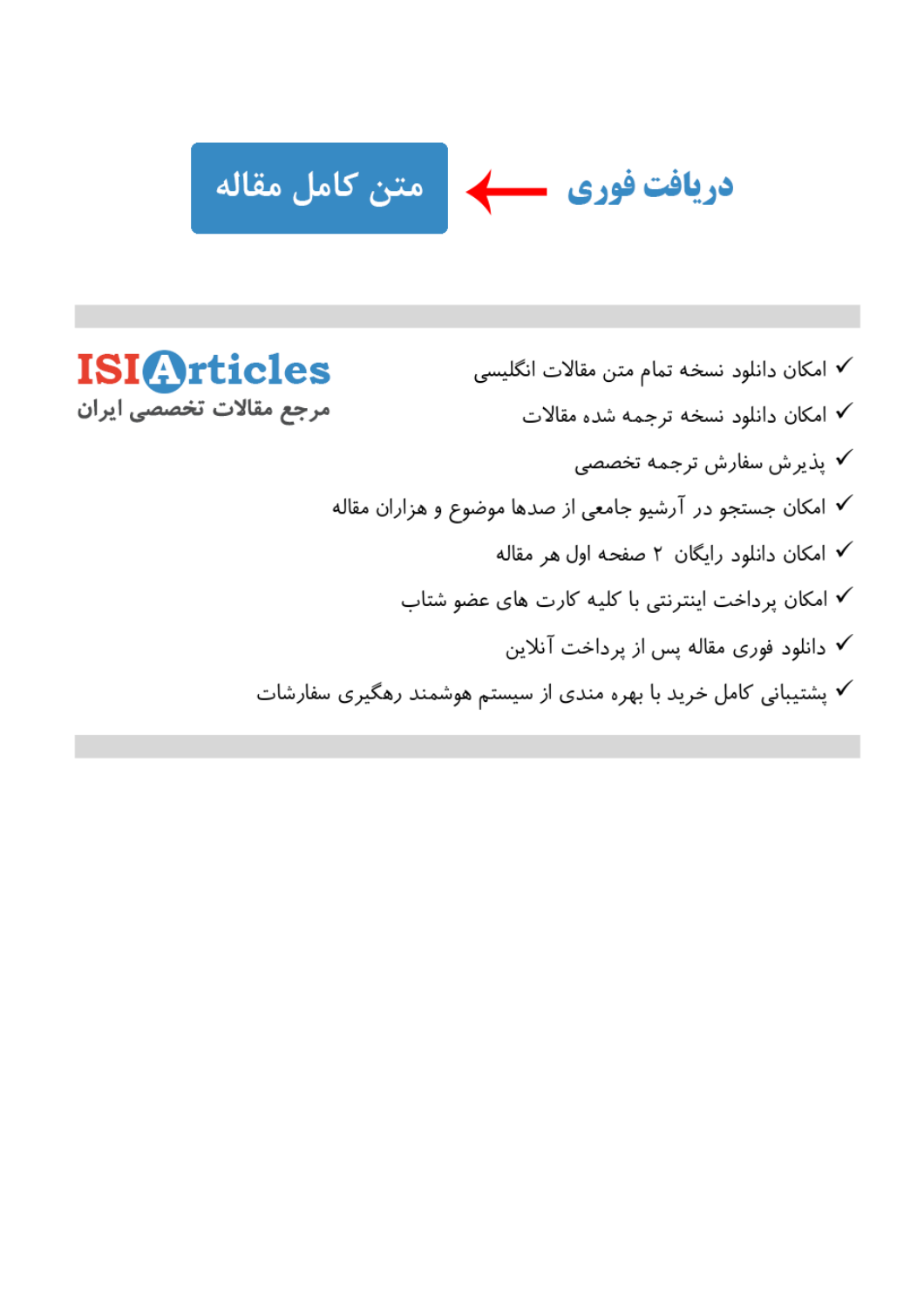دریافت فوری ← متن کامل مقاله

**ISIArticles**
مرجع مقالات تخصصی ایران

- ✓ امکان دانلود نسخه تمام متن مقالات انگلیسی
- ✓ امکان دانلود نسخه ترجمه شده مقالات
- ✓ پذیرش سفارش ترجمه تخصصی
- ✓ امکان جستجو در آرشیو جامعی از صدها موضوع و هزاران مقاله
- ✓ امکان دانلود رایگان ۲ صفحه اول هر مقاله
- ✓ امکان پرداخت اینترنتی با کلیه کارت های عضو شتاب
- ✓ دانلود فوری مقاله پس از پرداخت آنلاین
- ✓ پشتیبانی کامل خرید با بهره مندی از سیستم هوشمند رهگیری سفارشات